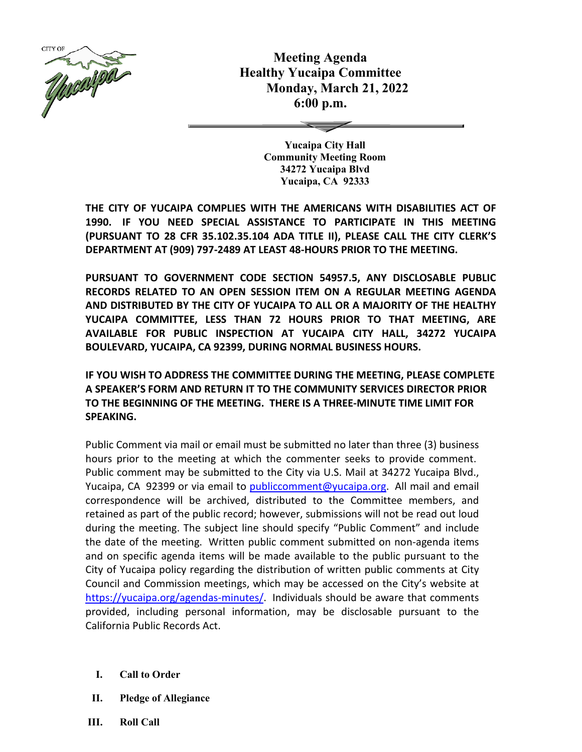# Meeting Agenda
# Healthy Yucaipa Committee
## Monday, March 21, 2022
## 6:00 p.m.

**Yucaipa City Hall**
**Community Meeting Room**
**34272 Yucaipa Blvd**
**Yucaipa, CA 92333**

**THE CITY OF YUCAIPA COMPLIES WITH THE AMERICANS WITH DISABILITIES ACT OF 1990. IF YOU NEED SPECIAL ASSISTANCE TO PARTICIPATE IN THIS MEETING (PURSUANT TO 28 CFR 35.102.35.104 ADA TITLE II), PLEASE CALL THE CITY CLERK'S DEPARTMENT AT (909) 797-2489 AT LEAST 48-HOURS PRIOR TO THE MEETING.**

**PURSUANT TO GOVERNMENT CODE SECTION 54957.5, ANY DISCLOSABLE PUBLIC RECORDS RELATED TO AN OPEN SESSION ITEM ON A REGULAR MEETING AGENDA AND DISTRIBUTED BY THE CITY OF YUCAIPA TO ALL OR A MAJORITY OF THE HEALTHY YUCAIPA COMMITTEE, LESS THAN 72 HOURS PRIOR TO THAT MEETING, ARE AVAILABLE FOR PUBLIC INSPECTION AT YUCAIPA CITY HALL, 34272 YUCAIPA BOULEVARD, YUCAIPA, CA 92399, DURING NORMAL BUSINESS HOURS.**

**IF YOU WISH TO ADDRESS THE COMMITTEE DURING THE MEETING, PLEASE COMPLETE A SPEAKER'S FORM AND RETURN IT TO THE COMMUNITY SERVICES DIRECTOR PRIOR TO THE BEGINNING OF THE MEETING. THERE IS A THREE-MINUTE TIME LIMIT FOR SPEAKING.**

Public Comment via mail or email must be submitted no later than three (3) business hours prior to the meeting at which the commenter seeks to provide comment. Public comment may be submitted to the City via U.S. Mail at 34272 Yucaipa Blvd., Yucaipa, CA 92399 or via email to publiccomment@yucaipa.org. All mail and email correspondence will be archived, distributed to the Committee members, and retained as part of the public record; however, submissions will not be read out loud during the meeting. The subject line should specify "Public Comment" and include the date of the meeting. Written public comment submitted on non-agenda items and on specific agenda items will be made available to the public pursuant to the City of Yucaipa policy regarding the distribution of written public comments at City Council and Commission meetings, which may be accessed on the City's website at https://yucaipa.org/agendas-minutes/. Individuals should be aware that comments provided, including personal information, may be disclosable pursuant to the California Public Records Act.

**I. Call to Order**

**II. Pledge of Allegiance**

**III. Roll Call**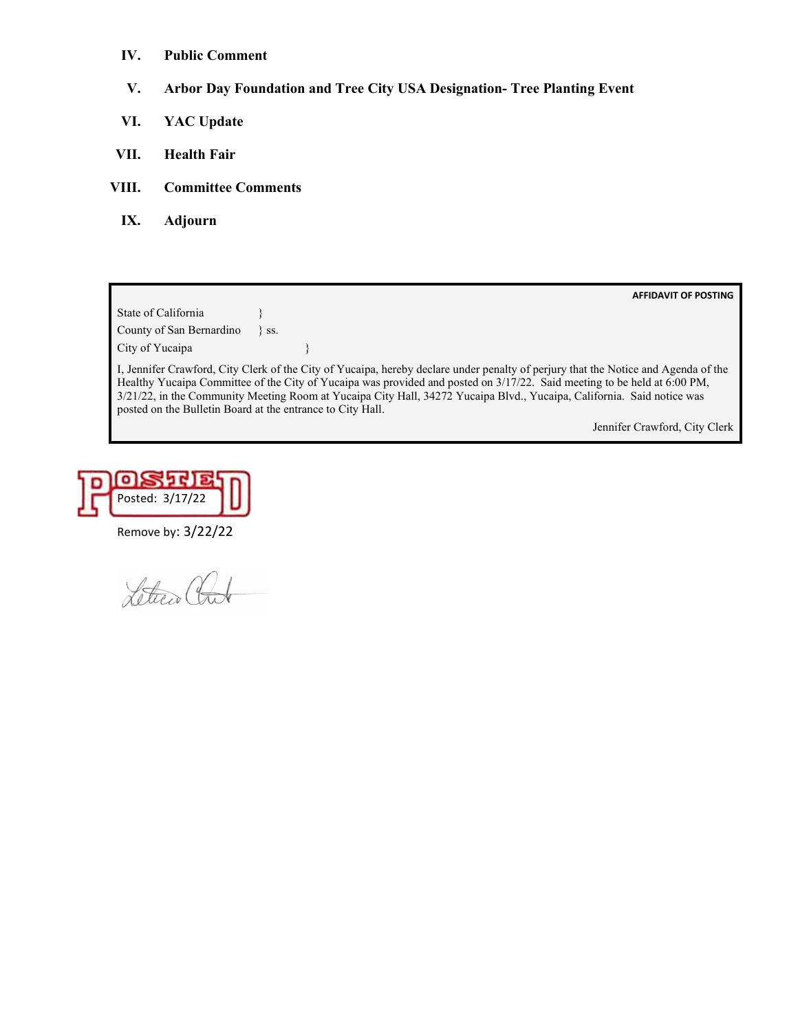IV. **Public Comment**

V. **Arbor Day Foundation and Tree City USA Designation- Tree Planting Event**

VI. **YAC Update**

VII. **Health Fair**

VIII. **Committee Comments**

IX. **Adjourn**

**AFFIDAVIT OF POSTING**

State of California }
County of San Bernardino } ss.
City of Yucaipa }

I, Jennifer Crawford, City Clerk of the City of Yucaipa, hereby declare under penalty of perjury that the Notice and Agenda of the Healthy Yucaipa Committee of the City of Yucaipa was provided and posted on 3/17/22. Said meeting to be held at 6:00 PM, 3/21/22, in the Community Meeting Room at Yucaipa City Hall, 34272 Yucaipa Blvd., Yucaipa, California. Said notice was posted on the Bulletin Board at the entrance to City Hall.

Jennifer Crawford, City Clerk

POSTED

Posted: 3/17/22

Remove by: 3/22/22